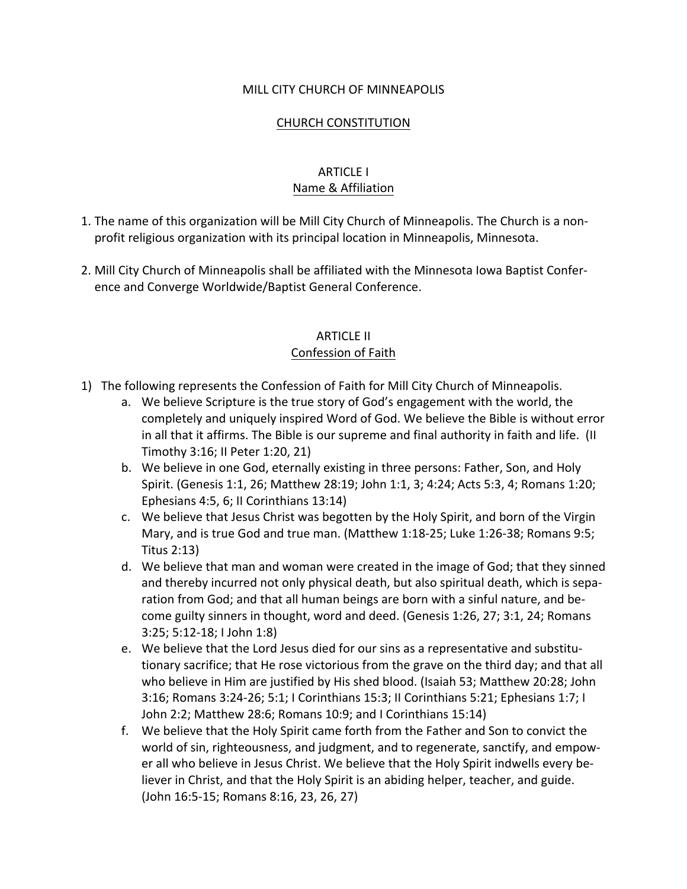# MILL CITY CHURCH OF MINNEAPOLIS

## CHURCH CONSTITUTION

## ARTICLE I
### Name & Affiliation

1. The name of this organization will be Mill City Church of Minneapolis. The Church is a non-profit religious organization with its principal location in Minneapolis, Minnesota.

2. Mill City Church of Minneapolis shall be affiliated with the Minnesota Iowa Baptist Conference and Converge Worldwide/Baptist General Conference.

## ARTICLE II
### Confession of Faith

1) The following represents the Confession of Faith for Mill City Church of Minneapolis.
   a. We believe Scripture is the true story of God's engagement with the world, the completely and uniquely inspired Word of God. We believe the Bible is without error in all that it affirms. The Bible is our supreme and final authority in faith and life. (II Timothy 3:16; II Peter 1:20, 21)
   b. We believe in one God, eternally existing in three persons: Father, Son, and Holy Spirit. (Genesis 1:1, 26; Matthew 28:19; John 1:1, 3; 4:24; Acts 5:3, 4; Romans 1:20; Ephesians 4:5, 6; II Corinthians 13:14)
   c. We believe that Jesus Christ was begotten by the Holy Spirit, and born of the Virgin Mary, and is true God and true man. (Matthew 1:18-25; Luke 1:26-38; Romans 9:5; Titus 2:13)
   d. We believe that man and woman were created in the image of God; that they sinned and thereby incurred not only physical death, but also spiritual death, which is separation from God; and that all human beings are born with a sinful nature, and become guilty sinners in thought, word and deed. (Genesis 1:26, 27; 3:1, 24; Romans 3:25; 5:12-18; I John 1:8)
   e. We believe that the Lord Jesus died for our sins as a representative and substitutionary sacrifice; that He rose victorious from the grave on the third day; and that all who believe in Him are justified by His shed blood. (Isaiah 53; Matthew 20:28; John 3:16; Romans 3:24-26; 5:1; I Corinthians 15:3; II Corinthians 5:21; Ephesians 1:7; I John 2:2; Matthew 28:6; Romans 10:9; and I Corinthians 15:14)
   f. We believe that the Holy Spirit came forth from the Father and Son to convict the world of sin, righteousness, and judgment, and to regenerate, sanctify, and empower all who believe in Jesus Christ. We believe that the Holy Spirit indwells every believer in Christ, and that the Holy Spirit is an abiding helper, teacher, and guide. (John 16:5-15; Romans 8:16, 23, 26, 27)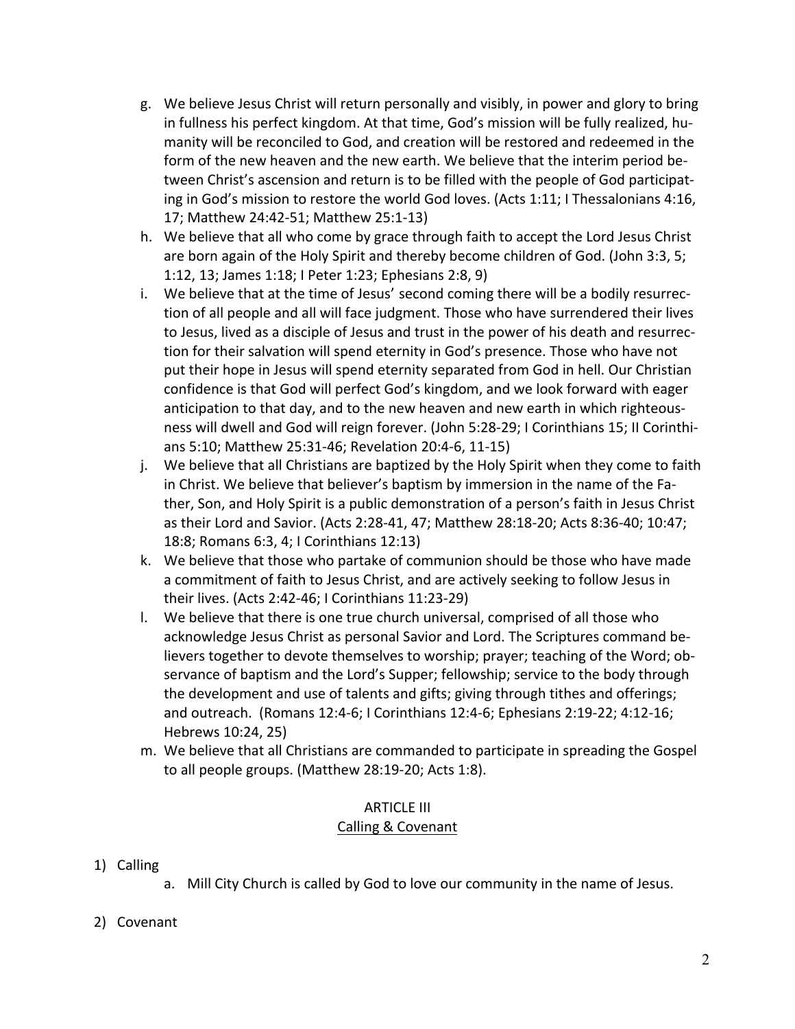g. We believe Jesus Christ will return personally and visibly, in power and glory to bring in fullness his perfect kingdom. At that time, God's mission will be fully realized, humanity will be reconciled to God, and creation will be restored and redeemed in the form of the new heaven and the new earth. We believe that the interim period between Christ's ascension and return is to be filled with the people of God participating in God's mission to restore the world God loves. (Acts 1:11; I Thessalonians 4:16, 17; Matthew 24:42-51; Matthew 25:1-13)

h. We believe that all who come by grace through faith to accept the Lord Jesus Christ are born again of the Holy Spirit and thereby become children of God. (John 3:3, 5; 1:12, 13; James 1:18; I Peter 1:23; Ephesians 2:8, 9)

i. We believe that at the time of Jesus' second coming there will be a bodily resurrection of all people and all will face judgment. Those who have surrendered their lives to Jesus, lived as a disciple of Jesus and trust in the power of his death and resurrection for their salvation will spend eternity in God's presence. Those who have not put their hope in Jesus will spend eternity separated from God in hell. Our Christian confidence is that God will perfect God's kingdom, and we look forward with eager anticipation to that day, and to the new heaven and new earth in which righteousness will dwell and God will reign forever. (John 5:28-29; I Corinthians 15; II Corinthians 5:10; Matthew 25:31-46; Revelation 20:4-6, 11-15)

j. We believe that all Christians are baptized by the Holy Spirit when they come to faith in Christ. We believe that believer's baptism by immersion in the name of the Father, Son, and Holy Spirit is a public demonstration of a person's faith in Jesus Christ as their Lord and Savior. (Acts 2:28-41, 47; Matthew 28:18-20; Acts 8:36-40; 10:47; 18:8; Romans 6:3, 4; I Corinthians 12:13)

k. We believe that those who partake of communion should be those who have made a commitment of faith to Jesus Christ, and are actively seeking to follow Jesus in their lives. (Acts 2:42-46; I Corinthians 11:23-29)

l. We believe that there is one true church universal, comprised of all those who acknowledge Jesus Christ as personal Savior and Lord. The Scriptures command believers together to devote themselves to worship; prayer; teaching of the Word; observance of baptism and the Lord's Supper; fellowship; service to the body through the development and use of talents and gifts; giving through tithes and offerings; and outreach. (Romans 12:4-6; I Corinthians 12:4-6; Ephesians 2:19-22; 4:12-16; Hebrews 10:24, 25)

m. We believe that all Christians are commanded to participate in spreading the Gospel to all people groups. (Matthew 28:19-20; Acts 1:8).

## ARTICLE III
## Calling & Covenant

1) Calling
   a. Mill City Church is called by God to love our community in the name of Jesus.

2) Covenant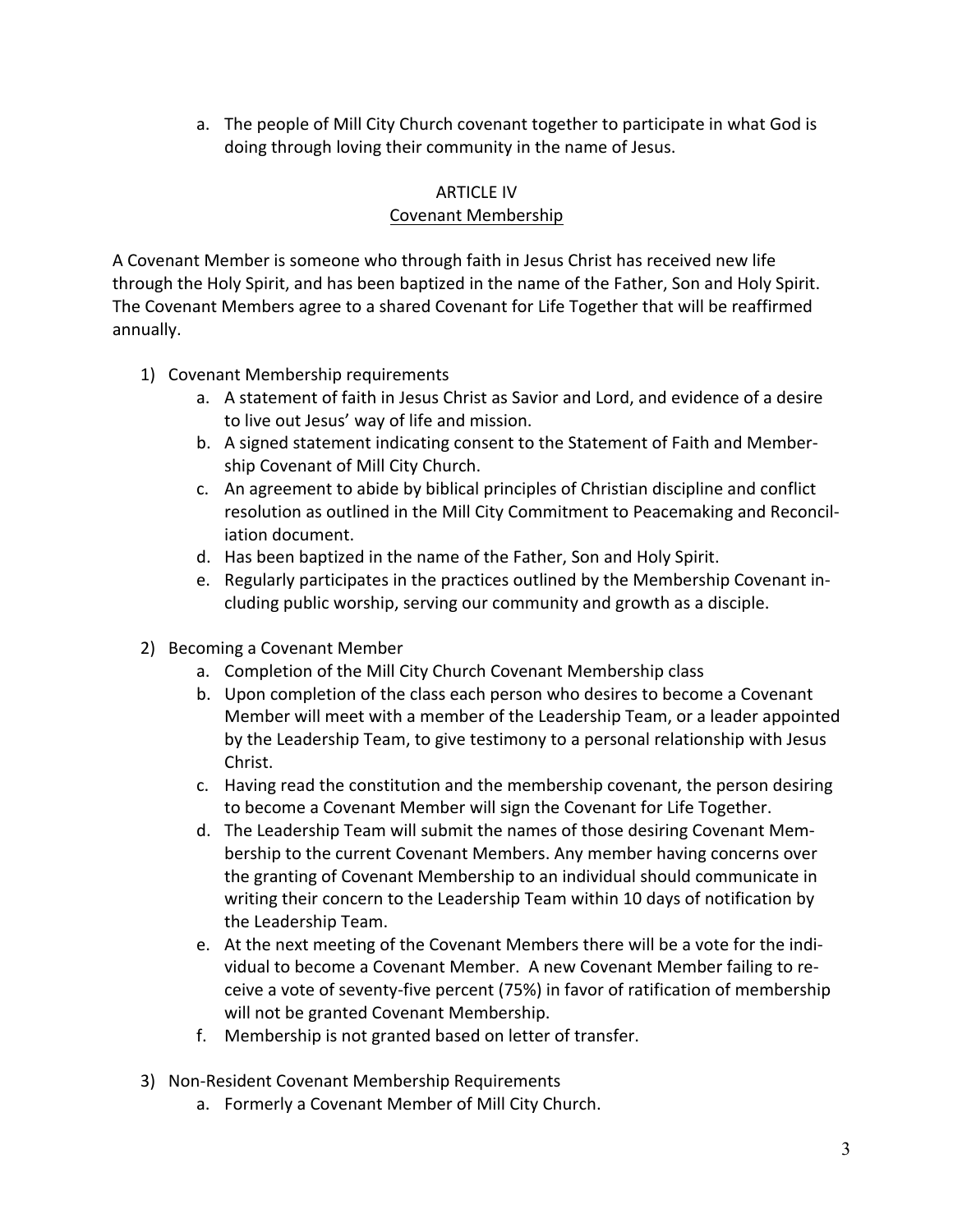a. The people of Mill City Church covenant together to participate in what God is doing through loving their community in the name of Jesus.

## ARTICLE IV
## Covenant Membership

A Covenant Member is someone who through faith in Jesus Christ has received new life through the Holy Spirit, and has been baptized in the name of the Father, Son and Holy Spirit. The Covenant Members agree to a shared Covenant for Life Together that will be reaffirmed annually.

1) Covenant Membership requirements
   a. A statement of faith in Jesus Christ as Savior and Lord, and evidence of a desire to live out Jesus' way of life and mission.
   b. A signed statement indicating consent to the Statement of Faith and Membership Covenant of Mill City Church.
   c. An agreement to abide by biblical principles of Christian discipline and conflict resolution as outlined in the Mill City Commitment to Peacemaking and Reconciliation document.
   d. Has been baptized in the name of the Father, Son and Holy Spirit.
   e. Regularly participates in the practices outlined by the Membership Covenant including public worship, serving our community and growth as a disciple.

2) Becoming a Covenant Member
   a. Completion of the Mill City Church Covenant Membership class
   b. Upon completion of the class each person who desires to become a Covenant Member will meet with a member of the Leadership Team, or a leader appointed by the Leadership Team, to give testimony to a personal relationship with Jesus Christ.
   c. Having read the constitution and the membership covenant, the person desiring to become a Covenant Member will sign the Covenant for Life Together.
   d. The Leadership Team will submit the names of those desiring Covenant Membership to the current Covenant Members. Any member having concerns over the granting of Covenant Membership to an individual should communicate in writing their concern to the Leadership Team within 10 days of notification by the Leadership Team.
   e. At the next meeting of the Covenant Members there will be a vote for the individual to become a Covenant Member. A new Covenant Member failing to receive a vote of seventy-five percent (75%) in favor of ratification of membership will not be granted Covenant Membership.
   f. Membership is not granted based on letter of transfer.

3) Non-Resident Covenant Membership Requirements
   a. Formerly a Covenant Member of Mill City Church.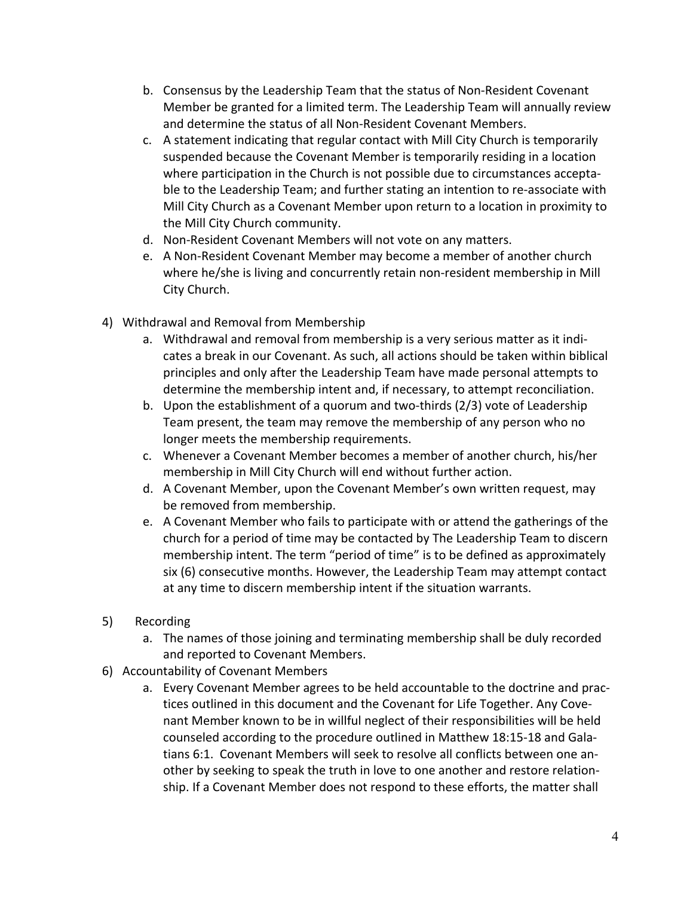b. Consensus by the Leadership Team that the status of Non-Resident Covenant Member be granted for a limited term. The Leadership Team will annually review and determine the status of all Non-Resident Covenant Members.
   c. A statement indicating that regular contact with Mill City Church is temporarily suspended because the Covenant Member is temporarily residing in a location where participation in the Church is not possible due to circumstances acceptable to the Leadership Team; and further stating an intention to re-associate with Mill City Church as a Covenant Member upon return to a location in proximity to the Mill City Church community.
   d. Non-Resident Covenant Members will not vote on any matters.
   e. A Non-Resident Covenant Member may become a member of another church where he/she is living and concurrently retain non-resident membership in Mill City Church.

4) Withdrawal and Removal from Membership
   a. Withdrawal and removal from membership is a very serious matter as it indicates a break in our Covenant. As such, all actions should be taken within biblical principles and only after the Leadership Team have made personal attempts to determine the membership intent and, if necessary, to attempt reconciliation.
   b. Upon the establishment of a quorum and two-thirds (2/3) vote of Leadership Team present, the team may remove the membership of any person who no longer meets the membership requirements.
   c. Whenever a Covenant Member becomes a member of another church, his/her membership in Mill City Church will end without further action.
   d. A Covenant Member, upon the Covenant Member's own written request, may be removed from membership.
   e. A Covenant Member who fails to participate with or attend the gatherings of the church for a period of time may be contacted by The Leadership Team to discern membership intent. The term "period of time" is to be defined as approximately six (6) consecutive months. However, the Leadership Team may attempt contact at any time to discern membership intent if the situation warrants.

5) Recording
   a. The names of those joining and terminating membership shall be duly recorded and reported to Covenant Members.

6) Accountability of Covenant Members
   a. Every Covenant Member agrees to be held accountable to the doctrine and practices outlined in this document and the Covenant for Life Together. Any Covenant Member known to be in willful neglect of their responsibilities will be held counseled according to the procedure outlined in Matthew 18:15-18 and Galatians 6:1. Covenant Members will seek to resolve all conflicts between one another by seeking to speak the truth in love to one another and restore relationship. If a Covenant Member does not respond to these efforts, the matter shall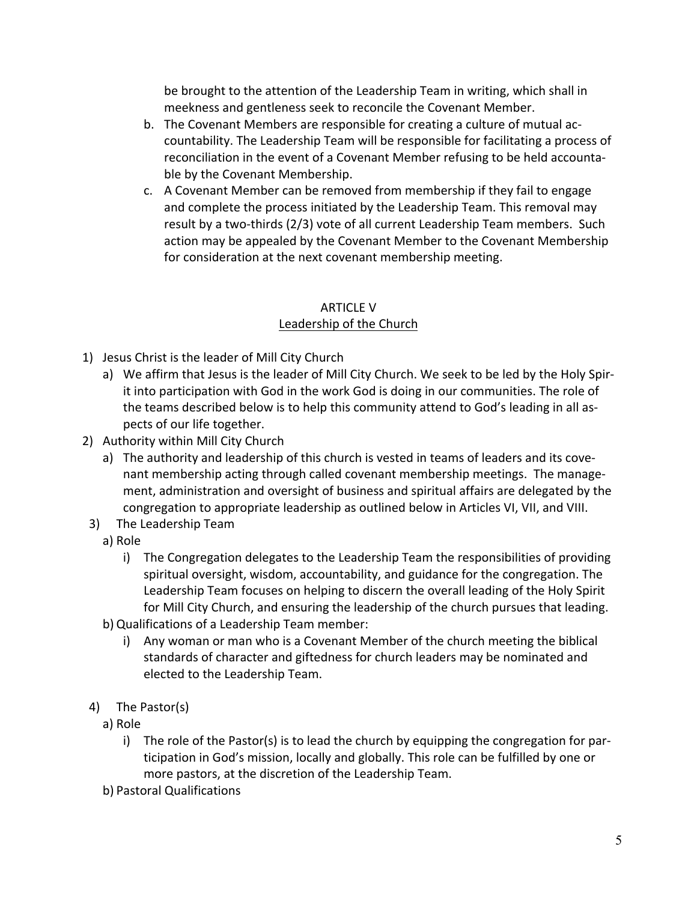be brought to the attention of the Leadership Team in writing, which shall in meekness and gentleness seek to reconcile the Covenant Member.

b. The Covenant Members are responsible for creating a culture of mutual accountability. The Leadership Team will be responsible for facilitating a process of reconciliation in the event of a Covenant Member refusing to be held accountable by the Covenant Membership.

c. A Covenant Member can be removed from membership if they fail to engage and complete the process initiated by the Leadership Team. This removal may result by a two-thirds (2/3) vote of all current Leadership Team members. Such action may be appealed by the Covenant Member to the Covenant Membership for consideration at the next covenant membership meeting.

## ARTICLE V
## Leadership of the Church

1) Jesus Christ is the leader of Mill City Church
   a) We affirm that Jesus is the leader of Mill City Church. We seek to be led by the Holy Spirit into participation with God in the work God is doing in our communities. The role of the teams described below is to help this community attend to God's leading in all aspects of our life together.
2) Authority within Mill City Church
   a) The authority and leadership of this church is vested in teams of leaders and its covenant membership acting through called covenant membership meetings. The management, administration and oversight of business and spiritual affairs are delegated by the congregation to appropriate leadership as outlined below in Articles VI, VII, and VIII.
3) The Leadership Team
   a) Role
      i) The Congregation delegates to the Leadership Team the responsibilities of providing spiritual oversight, wisdom, accountability, and guidance for the congregation. The Leadership Team focuses on helping to discern the overall leading of the Holy Spirit for Mill City Church, and ensuring the leadership of the church pursues that leading.
   b) Qualifications of a Leadership Team member:
      i) Any woman or man who is a Covenant Member of the church meeting the biblical standards of character and giftedness for church leaders may be nominated and elected to the Leadership Team.
4) The Pastor(s)
   a) Role
      i) The role of the Pastor(s) is to lead the church by equipping the congregation for participation in God's mission, locally and globally. This role can be fulfilled by one or more pastors, at the discretion of the Leadership Team.
   b) Pastoral Qualifications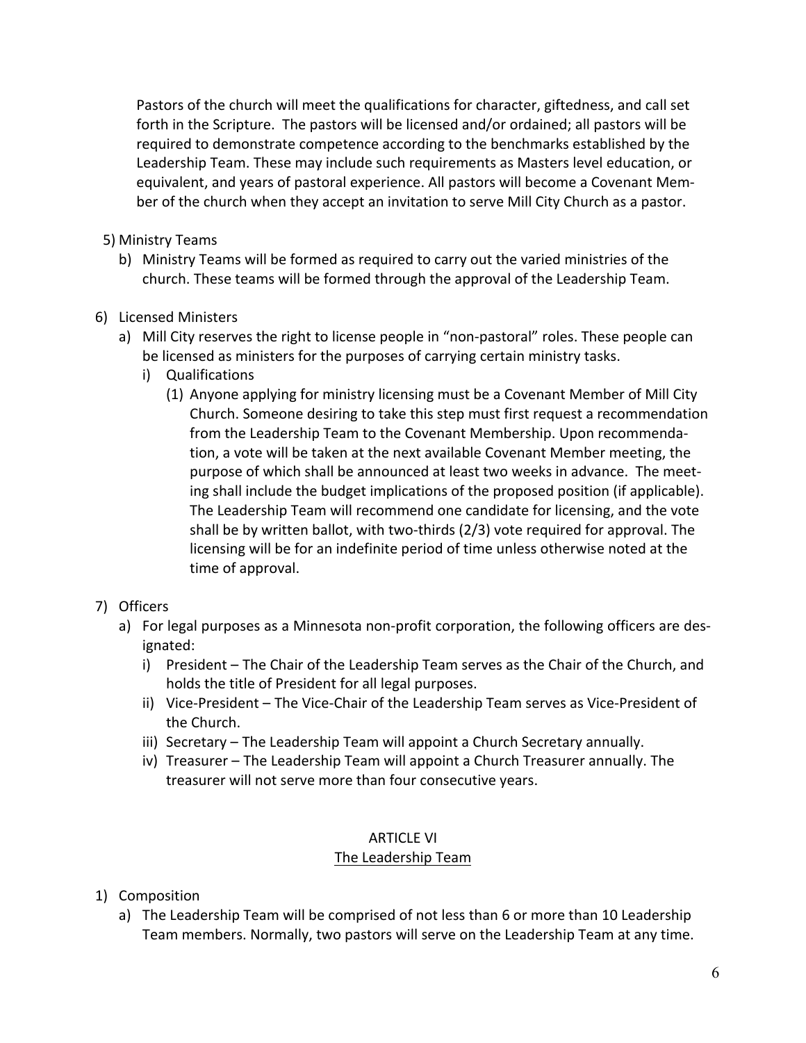Pastors of the church will meet the qualifications for character, giftedness, and call set forth in the Scripture. The pastors will be licensed and/or ordained; all pastors will be required to demonstrate competence according to the benchmarks established by the Leadership Team. These may include such requirements as Masters level education, or equivalent, and years of pastoral experience. All pastors will become a Covenant Member of the church when they accept an invitation to serve Mill City Church as a pastor.

5) Ministry Teams
   - b) Ministry Teams will be formed as required to carry out the varied ministries of the church. These teams will be formed through the approval of the Leadership Team.

6) Licensed Ministers
   - a) Mill City reserves the right to license people in "non-pastoral" roles. These people can be licensed as ministers for the purposes of carrying certain ministry tasks.
     - i) Qualifications
       - (1) Anyone applying for ministry licensing must be a Covenant Member of Mill City Church. Someone desiring to take this step must first request a recommendation from the Leadership Team to the Covenant Membership. Upon recommendation, a vote will be taken at the next available Covenant Member meeting, the purpose of which shall be announced at least two weeks in advance. The meeting shall include the budget implications of the proposed position (if applicable). The Leadership Team will recommend one candidate for licensing, and the vote shall be by written ballot, with two-thirds (2/3) vote required for approval. The licensing will be for an indefinite period of time unless otherwise noted at the time of approval.

7) Officers
   - a) For legal purposes as a Minnesota non-profit corporation, the following officers are designated:
     - i) President – The Chair of the Leadership Team serves as the Chair of the Church, and holds the title of President for all legal purposes.
     - ii) Vice-President – The Vice-Chair of the Leadership Team serves as Vice-President of the Church.
     - iii) Secretary – The Leadership Team will appoint a Church Secretary annually.
     - iv) Treasurer – The Leadership Team will appoint a Church Treasurer annually. The treasurer will not serve more than four consecutive years.

## ARTICLE VI
## The Leadership Team

1) Composition
   - a) The Leadership Team will be comprised of not less than 6 or more than 10 Leadership Team members. Normally, two pastors will serve on the Leadership Team at any time.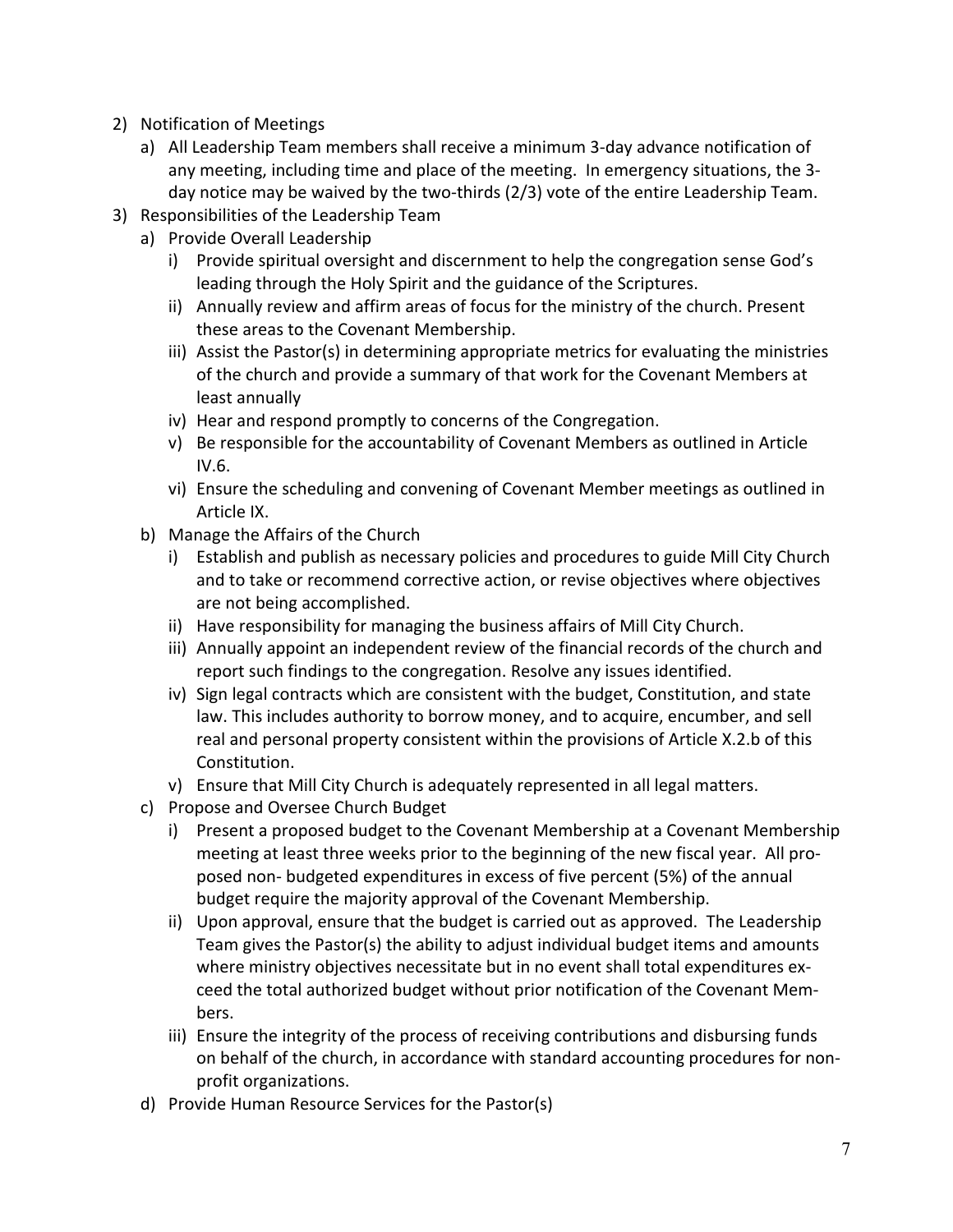2) Notification of Meetings
   a) All Leadership Team members shall receive a minimum 3-day advance notification of any meeting, including time and place of the meeting. In emergency situations, the 3-day notice may be waived by the two-thirds (2/3) vote of the entire Leadership Team.
3) Responsibilities of the Leadership Team
   a) Provide Overall Leadership
      i) Provide spiritual oversight and discernment to help the congregation sense God's leading through the Holy Spirit and the guidance of the Scriptures.
      ii) Annually review and affirm areas of focus for the ministry of the church. Present these areas to the Covenant Membership.
      iii) Assist the Pastor(s) in determining appropriate metrics for evaluating the ministries of the church and provide a summary of that work for the Covenant Members at least annually
      iv) Hear and respond promptly to concerns of the Congregation.
      v) Be responsible for the accountability of Covenant Members as outlined in Article IV.6.
      vi) Ensure the scheduling and convening of Covenant Member meetings as outlined in Article IX.
   b) Manage the Affairs of the Church
      i) Establish and publish as necessary policies and procedures to guide Mill City Church and to take or recommend corrective action, or revise objectives where objectives are not being accomplished.
      ii) Have responsibility for managing the business affairs of Mill City Church.
      iii) Annually appoint an independent review of the financial records of the church and report such findings to the congregation. Resolve any issues identified.
      iv) Sign legal contracts which are consistent with the budget, Constitution, and state law. This includes authority to borrow money, and to acquire, encumber, and sell real and personal property consistent within the provisions of Article X.2.b of this Constitution.
      v) Ensure that Mill City Church is adequately represented in all legal matters.
   c) Propose and Oversee Church Budget
      i) Present a proposed budget to the Covenant Membership at a Covenant Membership meeting at least three weeks prior to the beginning of the new fiscal year. All proposed non- budgeted expenditures in excess of five percent (5%) of the annual budget require the majority approval of the Covenant Membership.
      ii) Upon approval, ensure that the budget is carried out as approved. The Leadership Team gives the Pastor(s) the ability to adjust individual budget items and amounts where ministry objectives necessitate but in no event shall total expenditures exceed the total authorized budget without prior notification of the Covenant Members.
      iii) Ensure the integrity of the process of receiving contributions and disbursing funds on behalf of the church, in accordance with standard accounting procedures for non-profit organizations.
   d) Provide Human Resource Services for the Pastor(s)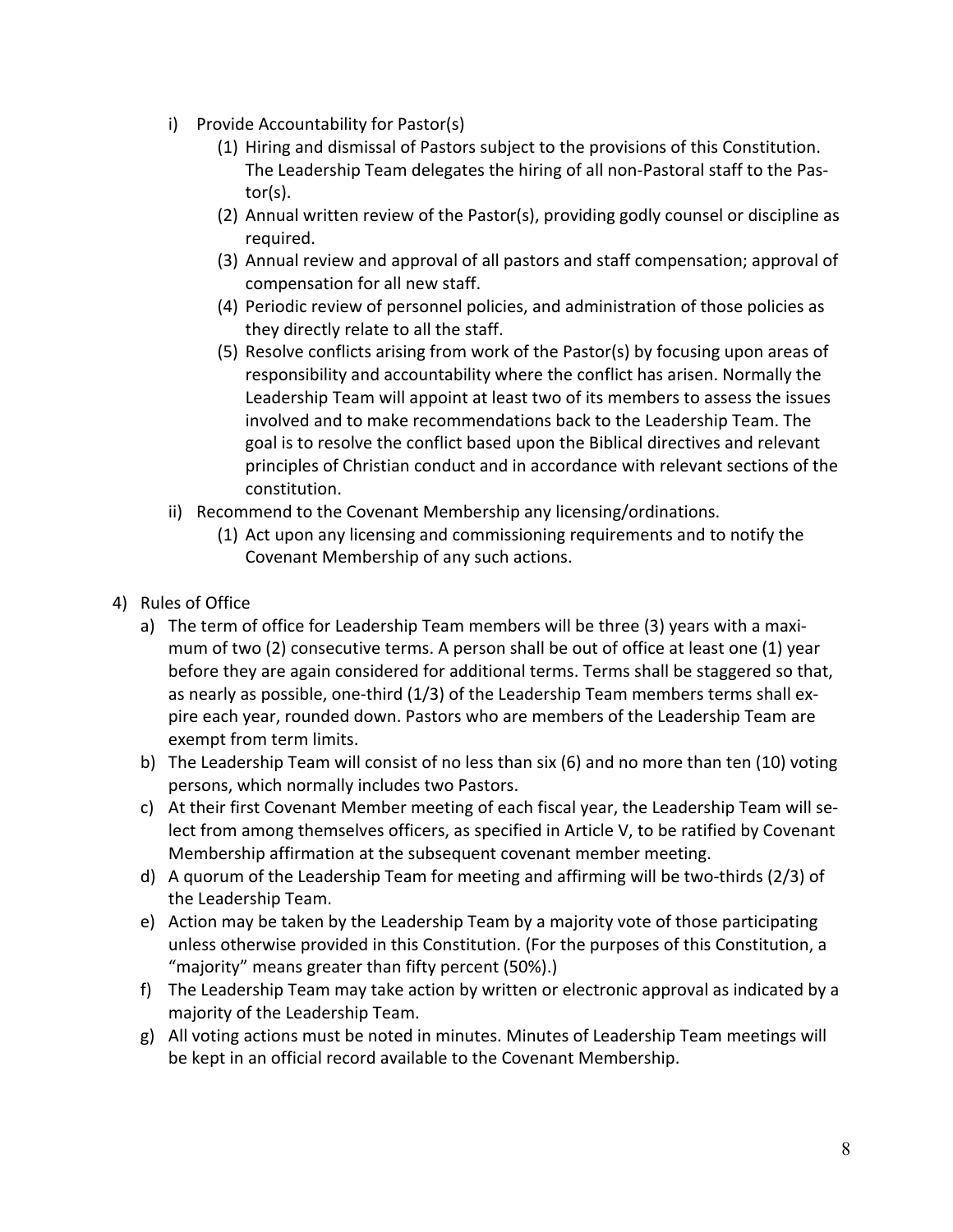- i) Provide Accountability for Pastor(s)
  - (1) Hiring and dismissal of Pastors subject to the provisions of this Constitution. The Leadership Team delegates the hiring of all non-Pastoral staff to the Pastor(s).
  - (2) Annual written review of the Pastor(s), providing godly counsel or discipline as required.
  - (3) Annual review and approval of all pastors and staff compensation; approval of compensation for all new staff.
  - (4) Periodic review of personnel policies, and administration of those policies as they directly relate to all the staff.
  - (5) Resolve conflicts arising from work of the Pastor(s) by focusing upon areas of responsibility and accountability where the conflict has arisen. Normally the Leadership Team will appoint at least two of its members to assess the issues involved and to make recommendations back to the Leadership Team. The goal is to resolve the conflict based upon the Biblical directives and relevant principles of Christian conduct and in accordance with relevant sections of the constitution.
- ii) Recommend to the Covenant Membership any licensing/ordinations.
  - (1) Act upon any licensing and commissioning requirements and to notify the Covenant Membership of any such actions.

4) Rules of Office
- a) The term of office for Leadership Team members will be three (3) years with a maximum of two (2) consecutive terms. A person shall be out of office at least one (1) year before they are again considered for additional terms. Terms shall be staggered so that, as nearly as possible, one-third (1/3) of the Leadership Team members terms shall expire each year, rounded down. Pastors who are members of the Leadership Team are exempt from term limits.
- b) The Leadership Team will consist of no less than six (6) and no more than ten (10) voting persons, which normally includes two Pastors.
- c) At their first Covenant Member meeting of each fiscal year, the Leadership Team will select from among themselves officers, as specified in Article V, to be ratified by Covenant Membership affirmation at the subsequent covenant member meeting.
- d) A quorum of the Leadership Team for meeting and affirming will be two-thirds (2/3) of the Leadership Team.
- e) Action may be taken by the Leadership Team by a majority vote of those participating unless otherwise provided in this Constitution. (For the purposes of this Constitution, a "majority" means greater than fifty percent (50%).)
- f) The Leadership Team may take action by written or electronic approval as indicated by a majority of the Leadership Team.
- g) All voting actions must be noted in minutes. Minutes of Leadership Team meetings will be kept in an official record available to the Covenant Membership.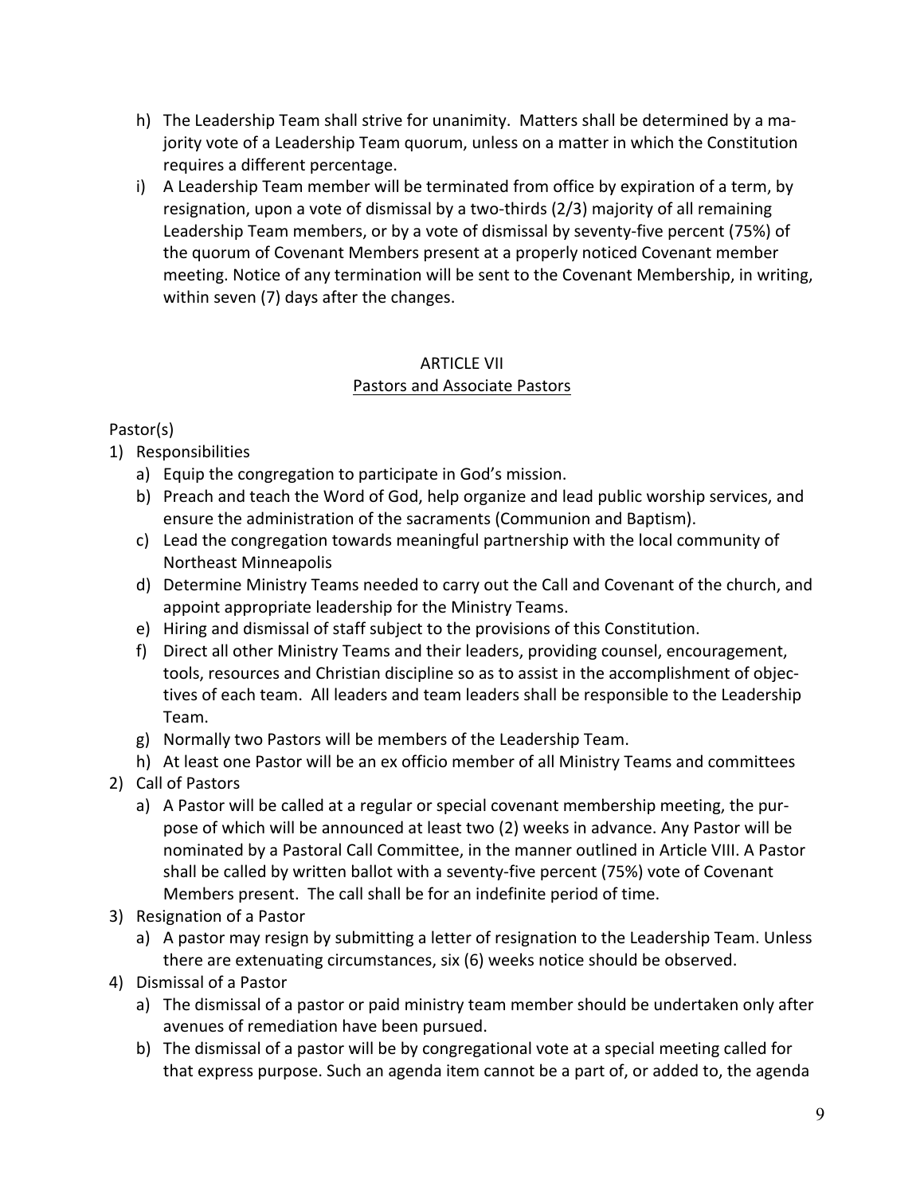h) The Leadership Team shall strive for unanimity. Matters shall be determined by a majority vote of a Leadership Team quorum, unless on a matter in which the Constitution requires a different percentage.

i) A Leadership Team member will be terminated from office by expiration of a term, by resignation, upon a vote of dismissal by a two-thirds (2/3) majority of all remaining Leadership Team members, or by a vote of dismissal by seventy-five percent (75%) of the quorum of Covenant Members present at a properly noticed Covenant member meeting. Notice of any termination will be sent to the Covenant Membership, in writing, within seven (7) days after the changes.

## ARTICLE VII
### Pastors and Associate Pastors

Pastor(s)

1) Responsibilities
   a) Equip the congregation to participate in God's mission.
   b) Preach and teach the Word of God, help organize and lead public worship services, and ensure the administration of the sacraments (Communion and Baptism).
   c) Lead the congregation towards meaningful partnership with the local community of Northeast Minneapolis
   d) Determine Ministry Teams needed to carry out the Call and Covenant of the church, and appoint appropriate leadership for the Ministry Teams.
   e) Hiring and dismissal of staff subject to the provisions of this Constitution.
   f) Direct all other Ministry Teams and their leaders, providing counsel, encouragement, tools, resources and Christian discipline so as to assist in the accomplishment of objectives of each team. All leaders and team leaders shall be responsible to the Leadership Team.
   g) Normally two Pastors will be members of the Leadership Team.
   h) At least one Pastor will be an ex officio member of all Ministry Teams and committees
2) Call of Pastors
   a) A Pastor will be called at a regular or special covenant membership meeting, the purpose of which will be announced at least two (2) weeks in advance. Any Pastor will be nominated by a Pastoral Call Committee, in the manner outlined in Article VIII. A Pastor shall be called by written ballot with a seventy-five percent (75%) vote of Covenant Members present. The call shall be for an indefinite period of time.
3) Resignation of a Pastor
   a) A pastor may resign by submitting a letter of resignation to the Leadership Team. Unless there are extenuating circumstances, six (6) weeks notice should be observed.
4) Dismissal of a Pastor
   a) The dismissal of a pastor or paid ministry team member should be undertaken only after avenues of remediation have been pursued.
   b) The dismissal of a pastor will be by congregational vote at a special meeting called for that express purpose. Such an agenda item cannot be a part of, or added to, the agenda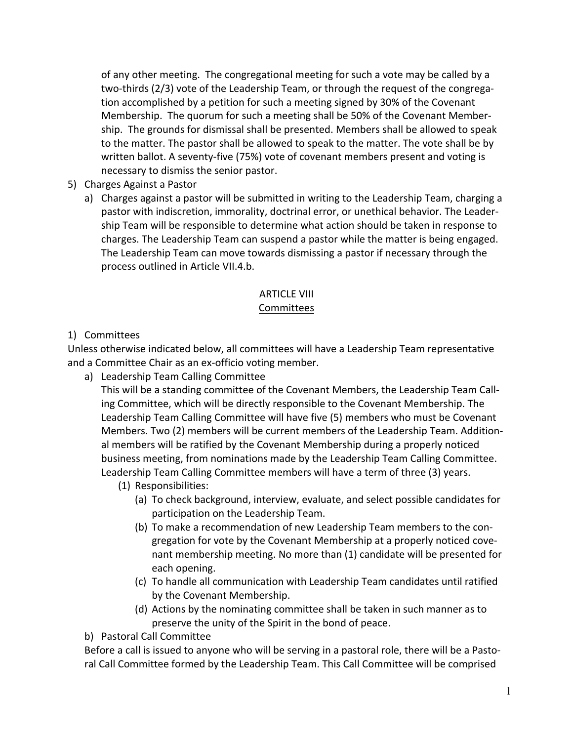of any other meeting. The congregational meeting for such a vote may be called by a two-thirds (2/3) vote of the Leadership Team, or through the request of the congregation accomplished by a petition for such a meeting signed by 30% of the Covenant Membership. The quorum for such a meeting shall be 50% of the Covenant Membership. The grounds for dismissal shall be presented. Members shall be allowed to speak to the matter. The pastor shall be allowed to speak to the matter. The vote shall be by written ballot. A seventy-five (75%) vote of covenant members present and voting is necessary to dismiss the senior pastor.

5) Charges Against a Pastor
   a) Charges against a pastor will be submitted in writing to the Leadership Team, charging a pastor with indiscretion, immorality, doctrinal error, or unethical behavior. The Leadership Team will be responsible to determine what action should be taken in response to charges. The Leadership Team can suspend a pastor while the matter is being engaged. The Leadership Team can move towards dismissing a pastor if necessary through the process outlined in Article VII.4.b.

## ARTICLE VIII
## Committees

1) Committees

Unless otherwise indicated below, all committees will have a Leadership Team representative and a Committee Chair as an ex-officio voting member.

   a) Leadership Team Calling Committee
   This will be a standing committee of the Covenant Members, the Leadership Team Calling Committee, which will be directly responsible to the Covenant Membership. The Leadership Team Calling Committee will have five (5) members who must be Covenant Members. Two (2) members will be current members of the Leadership Team. Additional members will be ratified by the Covenant Membership during a properly noticed business meeting, from nominations made by the Leadership Team Calling Committee. Leadership Team Calling Committee members will have a term of three (3) years.
      (1) Responsibilities:
         (a) To check background, interview, evaluate, and select possible candidates for participation on the Leadership Team.
         (b) To make a recommendation of new Leadership Team members to the congregation for vote by the Covenant Membership at a properly noticed covenant membership meeting. No more than (1) candidate will be presented for each opening.
         (c) To handle all communication with Leadership Team candidates until ratified by the Covenant Membership.
         (d) Actions by the nominating committee shall be taken in such manner as to preserve the unity of the Spirit in the bond of peace.
   b) Pastoral Call Committee
   Before a call is issued to anyone who will be serving in a pastoral role, there will be a Pastoral Call Committee formed by the Leadership Team. This Call Committee will be comprised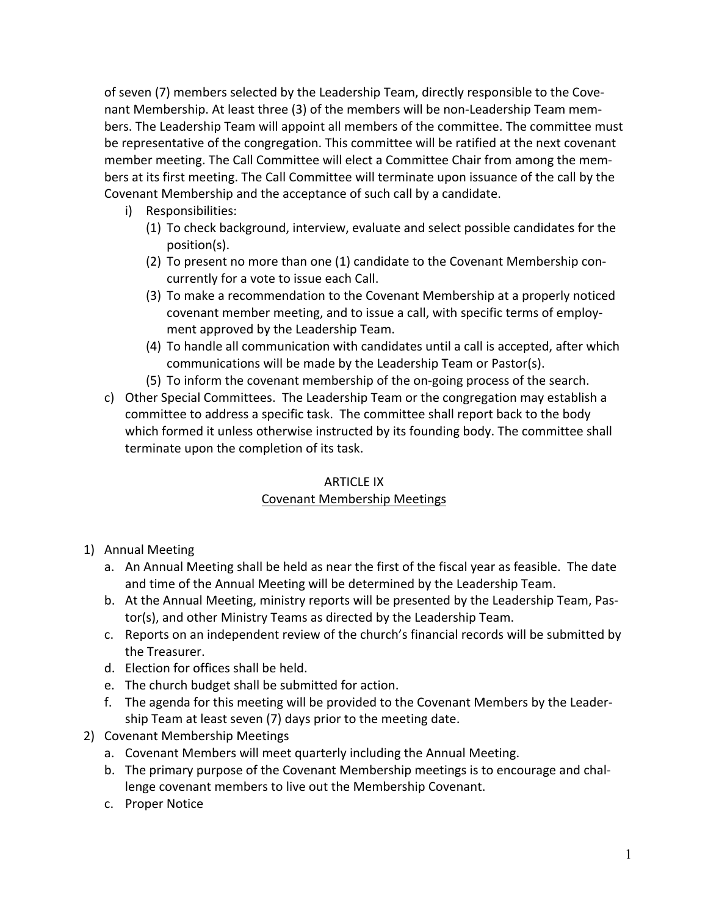of seven (7) members selected by the Leadership Team, directly responsible to the Covenant Membership. At least three (3) of the members will be non-Leadership Team members. The Leadership Team will appoint all members of the committee. The committee must be representative of the congregation. This committee will be ratified at the next covenant member meeting. The Call Committee will elect a Committee Chair from among the members at its first meeting. The Call Committee will terminate upon issuance of the call by the Covenant Membership and the acceptance of such call by a candidate.

   i) Responsibilities:
      (1) To check background, interview, evaluate and select possible candidates for the position(s).
      (2) To present no more than one (1) candidate to the Covenant Membership concurrently for a vote to issue each Call.
      (3) To make a recommendation to the Covenant Membership at a properly noticed covenant member meeting, and to issue a call, with specific terms of employment approved by the Leadership Team.
      (4) To handle all communication with candidates until a call is accepted, after which communications will be made by the Leadership Team or Pastor(s).
      (5) To inform the covenant membership of the on-going process of the search.

c) Other Special Committees. The Leadership Team or the congregation may establish a committee to address a specific task. The committee shall report back to the body which formed it unless otherwise instructed by its founding body. The committee shall terminate upon the completion of its task.

## ARTICLE IX
## Covenant Membership Meetings

1) Annual Meeting
   a. An Annual Meeting shall be held as near the first of the fiscal year as feasible. The date and time of the Annual Meeting will be determined by the Leadership Team.
   b. At the Annual Meeting, ministry reports will be presented by the Leadership Team, Pastor(s), and other Ministry Teams as directed by the Leadership Team.
   c. Reports on an independent review of the church's financial records will be submitted by the Treasurer.
   d. Election for offices shall be held.
   e. The church budget shall be submitted for action.
   f. The agenda for this meeting will be provided to the Covenant Members by the Leadership Team at least seven (7) days prior to the meeting date.
2) Covenant Membership Meetings
   a. Covenant Members will meet quarterly including the Annual Meeting.
   b. The primary purpose of the Covenant Membership meetings is to encourage and challenge covenant members to live out the Membership Covenant.
   c. Proper Notice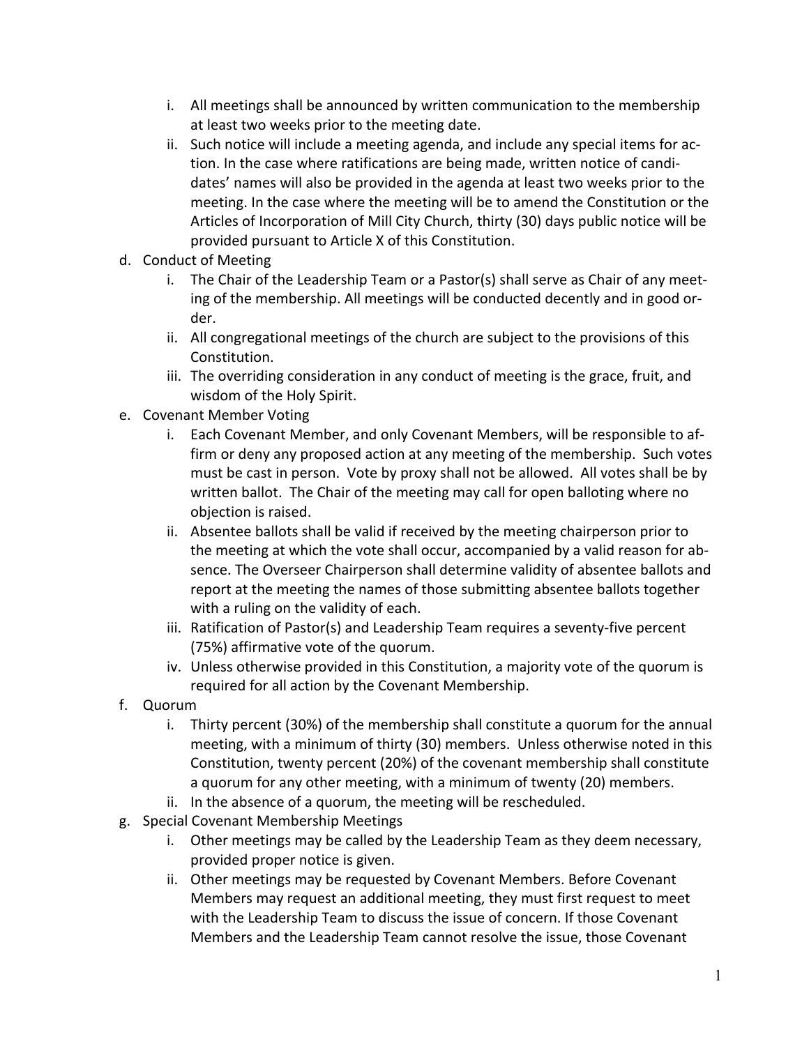i. All meetings shall be announced by written communication to the membership at least two weeks prior to the meeting date.
   ii. Such notice will include a meeting agenda, and include any special items for action. In the case where ratifications are being made, written notice of candidates' names will also be provided in the agenda at least two weeks prior to the meeting. In the case where the meeting will be to amend the Constitution or the Articles of Incorporation of Mill City Church, thirty (30) days public notice will be provided pursuant to Article X of this Constitution.

d. Conduct of Meeting
   i. The Chair of the Leadership Team or a Pastor(s) shall serve as Chair of any meeting of the membership. All meetings will be conducted decently and in good order.
   ii. All congregational meetings of the church are subject to the provisions of this Constitution.
   iii. The overriding consideration in any conduct of meeting is the grace, fruit, and wisdom of the Holy Spirit.

e. Covenant Member Voting
   i. Each Covenant Member, and only Covenant Members, will be responsible to affirm or deny any proposed action at any meeting of the membership. Such votes must be cast in person. Vote by proxy shall not be allowed. All votes shall be by written ballot. The Chair of the meeting may call for open balloting where no objection is raised.
   ii. Absentee ballots shall be valid if received by the meeting chairperson prior to the meeting at which the vote shall occur, accompanied by a valid reason for absence. The Overseer Chairperson shall determine validity of absentee ballots and report at the meeting the names of those submitting absentee ballots together with a ruling on the validity of each.
   iii. Ratification of Pastor(s) and Leadership Team requires a seventy-five percent (75%) affirmative vote of the quorum.
   iv. Unless otherwise provided in this Constitution, a majority vote of the quorum is required for all action by the Covenant Membership.

f. Quorum
   i. Thirty percent (30%) of the membership shall constitute a quorum for the annual meeting, with a minimum of thirty (30) members. Unless otherwise noted in this Constitution, twenty percent (20%) of the covenant membership shall constitute a quorum for any other meeting, with a minimum of twenty (20) members.
   ii. In the absence of a quorum, the meeting will be rescheduled.

g. Special Covenant Membership Meetings
   i. Other meetings may be called by the Leadership Team as they deem necessary, provided proper notice is given.
   ii. Other meetings may be requested by Covenant Members. Before Covenant Members may request an additional meeting, they must first request to meet with the Leadership Team to discuss the issue of concern. If those Covenant Members and the Leadership Team cannot resolve the issue, those Covenant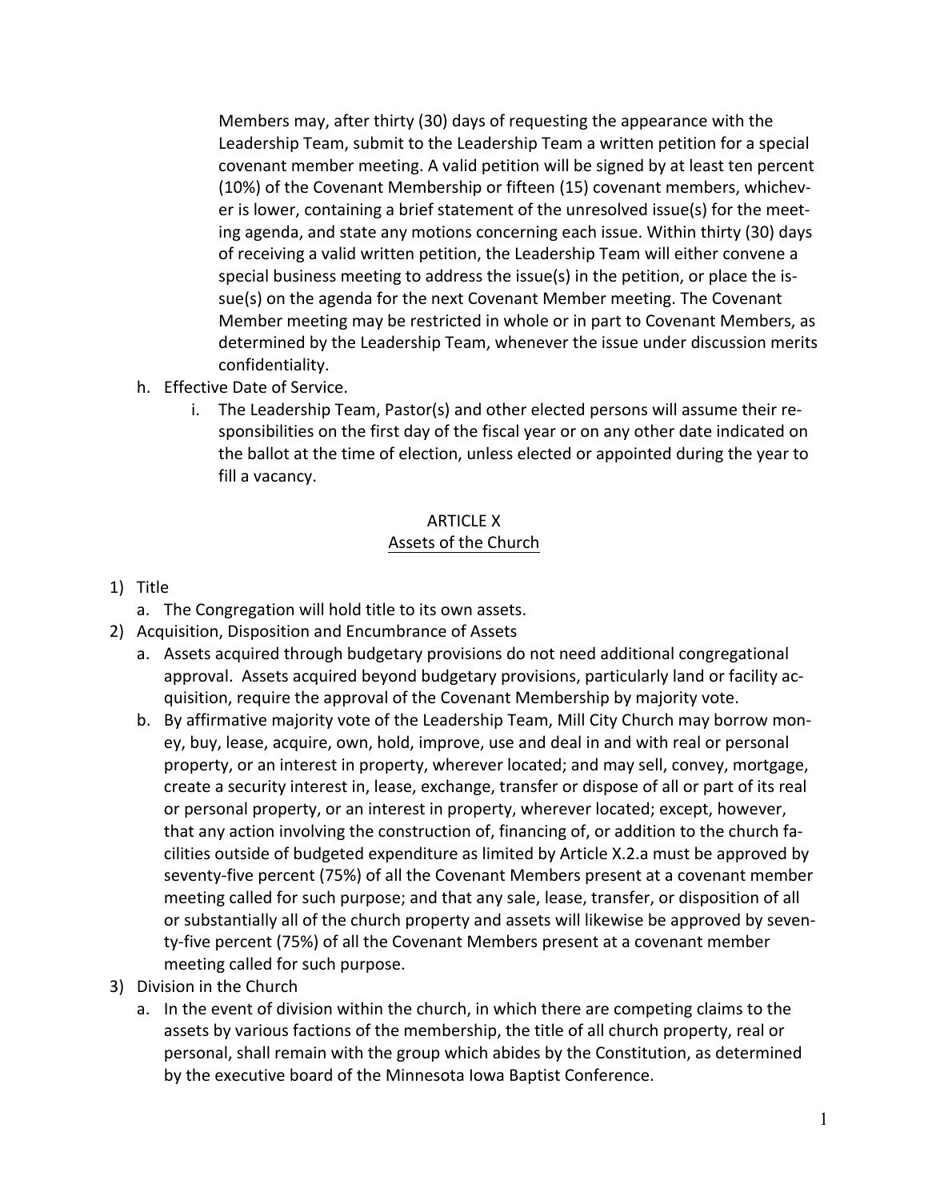Members may, after thirty (30) days of requesting the appearance with the Leadership Team, submit to the Leadership Team a written petition for a special covenant member meeting. A valid petition will be signed by at least ten percent (10%) of the Covenant Membership or fifteen (15) covenant members, whichever is lower, containing a brief statement of the unresolved issue(s) for the meeting agenda, and state any motions concerning each issue. Within thirty (30) days of receiving a valid written petition, the Leadership Team will either convene a special business meeting to address the issue(s) in the petition, or place the issue(s) on the agenda for the next Covenant Member meeting. The Covenant Member meeting may be restricted in whole or in part to Covenant Members, as determined by the Leadership Team, whenever the issue under discussion merits confidentiality.

h. Effective Date of Service.
   i. The Leadership Team, Pastor(s) and other elected persons will assume their responsibilities on the first day of the fiscal year or on any other date indicated on the ballot at the time of election, unless elected or appointed during the year to fill a vacancy.

## ARTICLE X
## Assets of the Church

1) Title
   a. The Congregation will hold title to its own assets.
2) Acquisition, Disposition and Encumbrance of Assets
   a. Assets acquired through budgetary provisions do not need additional congregational approval. Assets acquired beyond budgetary provisions, particularly land or facility acquisition, require the approval of the Covenant Membership by majority vote.
   b. By affirmative majority vote of the Leadership Team, Mill City Church may borrow money, buy, lease, acquire, own, hold, improve, use and deal in and with real or personal property, or an interest in property, wherever located; and may sell, convey, mortgage, create a security interest in, lease, exchange, transfer or dispose of all or part of its real or personal property, or an interest in property, wherever located; except, however, that any action involving the construction of, financing of, or addition to the church facilities outside of budgeted expenditure as limited by Article X.2.a must be approved by seventy-five percent (75%) of all the Covenant Members present at a covenant member meeting called for such purpose; and that any sale, lease, transfer, or disposition of all or substantially all of the church property and assets will likewise be approved by seventy-five percent (75%) of all the Covenant Members present at a covenant member meeting called for such purpose.
3) Division in the Church
   a. In the event of division within the church, in which there are competing claims to the assets by various factions of the membership, the title of all church property, real or personal, shall remain with the group which abides by the Constitution, as determined by the executive board of the Minnesota Iowa Baptist Conference.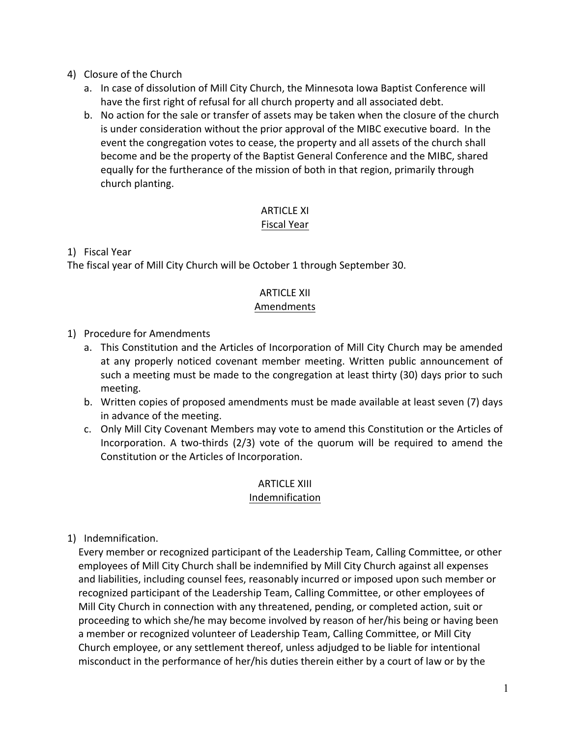4) Closure of the Church
   a. In case of dissolution of Mill City Church, the Minnesota Iowa Baptist Conference will have the first right of refusal for all church property and all associated debt.
   b. No action for the sale or transfer of assets may be taken when the closure of the church is under consideration without the prior approval of the MIBC executive board. In the event the congregation votes to cease, the property and all assets of the church shall become and be the property of the Baptist General Conference and the MIBC, shared equally for the furtherance of the mission of both in that region, primarily through church planting.

## ARTICLE XI
### Fiscal Year

1) Fiscal Year

The fiscal year of Mill City Church will be October 1 through September 30.

## ARTICLE XII
### Amendments

1) Procedure for Amendments
   a. This Constitution and the Articles of Incorporation of Mill City Church may be amended at any properly noticed covenant member meeting. Written public announcement of such a meeting must be made to the congregation at least thirty (30) days prior to such meeting.
   b. Written copies of proposed amendments must be made available at least seven (7) days in advance of the meeting.
   c. Only Mill City Covenant Members may vote to amend this Constitution or the Articles of Incorporation. A two-thirds (2/3) vote of the quorum will be required to amend the Constitution or the Articles of Incorporation.

## ARTICLE XIII
### Indemnification

1) Indemnification.

   Every member or recognized participant of the Leadership Team, Calling Committee, or other employees of Mill City Church shall be indemnified by Mill City Church against all expenses and liabilities, including counsel fees, reasonably incurred or imposed upon such member or recognized participant of the Leadership Team, Calling Committee, or other employees of Mill City Church in connection with any threatened, pending, or completed action, suit or proceeding to which she/he may become involved by reason of her/his being or having been a member or recognized volunteer of Leadership Team, Calling Committee, or Mill City Church employee, or any settlement thereof, unless adjudged to be liable for intentional misconduct in the performance of her/his duties therein either by a court of law or by the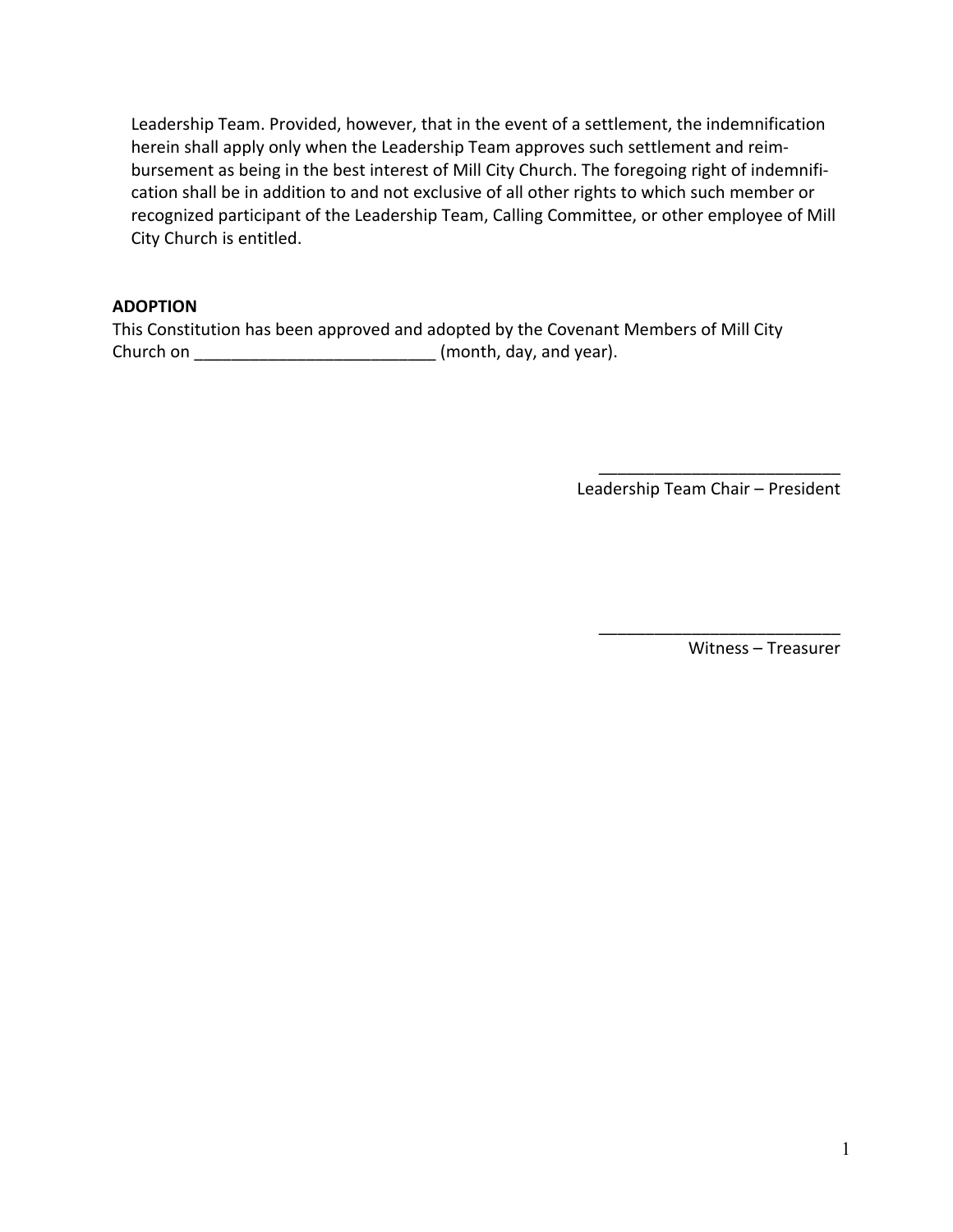Leadership Team. Provided, however, that in the event of a settlement, the indemnification herein shall apply only when the Leadership Team approves such settlement and reimbursement as being in the best interest of Mill City Church. The foregoing right of indemnification shall be in addition to and not exclusive of all other rights to which such member or recognized participant of the Leadership Team, Calling Committee, or other employee of Mill City Church is entitled.

**ADOPTION**

This Constitution has been approved and adopted by the Covenant Members of Mill City Church on __________________________ (month, day, and year).

__________________________
Leadership Team Chair – President

__________________________
Witness – Treasurer